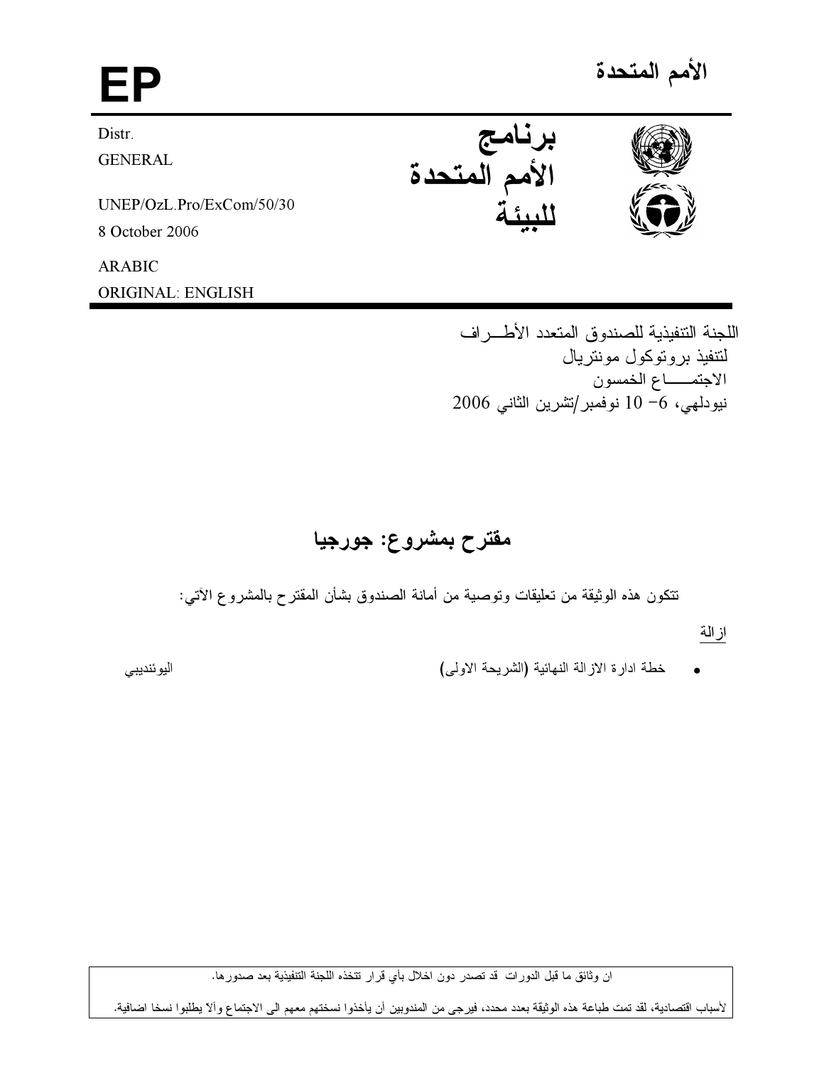# الأمم المتحدة

**EP**

**برنامج الأمم المتحدة للبيئة**

Distr.
GENERAL

UNEP/OzL.Pro/ExCom/50/30
8 October 2006

ARABIC
ORIGINAL: ENGLISH

اللجنة التنفيذية للصندوق المتعدد الأطـراف
لتنفيذ بروتوكول مونتريال
الاجتمــــاع الخمسون
نيودلهي، 6- 10 نوفمبر/تشرين الثاني 2006

## مقترح بمشروع: جورجيا

تتكون هذه الوثيقة من تعليقات وتوصية من أمانة الصندوق بشأن المقترح بالمشروع الآتي:

ازالة

- خطة ادارة الازالة النهائية (الشريحة الاولى) اليوئنديبي

ان وثائق ما قبل الدورات قد تصدر دون اخلال بأي قرار تتخذه اللجنة التنفيذية بعد صدورها.

لأسباب اقتصادية، لقد تمت طباعة هذه الوثيقة بعدد محدد، فيرجى من المندوبين أن يأخذوا نسختهم معهم الى الاجتماع وألا يطلبوا نسخا اضافية.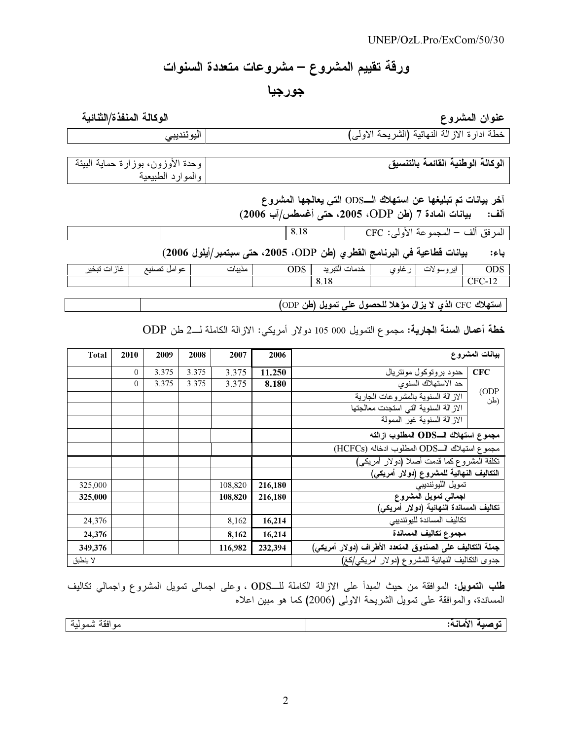# ورقة تقييم المشروع – مشروعات متعددة السنوات

## جورجيا

| عنوان المشروع | الوكالة المنفذة/الثنائية |
|---|---|
| خطة ادارة الازالة النهائية (الشريحة الاولى) | اليوئنديبي |

| الوكالة الوطنية القائمة بالتنسيق | وحدة الأوزون، بوزارة حماية البيئة والموارد الطبيعية |
|---|---|

**آخر بيانات تم تبليغها عن استهلاك الـــODS التي يعالجها المشروع**

**ألف: بيانات المادة 7 (طن ODP، 2005، حتى أغسطس/آب 2006)**

| المرفق ألف – المجموعة الأولى: CFC | 8.18 | | |
|---|---|---|---|

**باء: بيانات قطاعية في البرنامج القطري (طن ODP، 2005، حتى سبتمبر/أيلول 2006)**

| ODS | ايروسولات | رغاوي | خدمات التبريد | ODS | مذيبات | عوامل تصنيع | غازات تبخير |
|---|---|---|---|---|---|---|---|
| CFC-12 | | | 8.18 | | | | |

| **استهلاك CFC الذي لا يزال مؤهلا للحصول على تمويل (طن ODP)** | |
|---|---|

**خطة أعمال السنة الجارية:** مجموع التمويل 000 105 دولار أمريكي: الازالة الكاملة لـــ2 طن ODP

| بيانات المشروع | | 2006 | 2007 | 2008 | 2009 | 2010 | Total |
|---|---|---|---|---|---|---|---|
| CFC (ODP طن) | حدود بروتوكول مونتريال | **11.250** | 3.375 | 3.375 | 3.375 | 0 | |
| | حد الاستهلاك السنوي | **8.180** | 3.375 | 3.375 | 3.375 | 0 | |
| | الازالة السنوية بالمشروعات الجارية | | | | | | |
| | الازالة السنوية التي استجدت معالجتها | | | | | | |
| | الازالة السنوية غير الممولة | | | | | | |
| **مجموع استهلاك الـــODS المطلوب ازالته** | | | | | | | |
| مجموع استهلاك الـــODS المطلوب ادخاله (HCFCs) | | | | | | | |
| تكلفة المشروع كما قدمت أصلا (دولار أمريكي) | | | | | | | |
| **التكاليف النهائية للمشروع (دولار أمريكي)** | | | | | | | |
| تمويل اليوئنديبي | | **216,180** | 108,820 | | | | 325,000 |
| **اجمالي تمويل المشروع** | | **216,180** | **108,820** | | | | **325,000** |
| **تكاليف المساندة النهائية (دولار أمريكي)** | | | | | | | |
| تكاليف المساندة لليوئنديبي | | **16,214** | 8,162 | | | | 24,376 |
| **مجموع تكاليف المساندة** | | **16,214** | **8,162** | | | | **24,376** |
| **جملة التكاليف على الصندوق المتعدد الأطراف (دولار أمريكي)** | | **232,394** | **116,982** | | | | **349,376** |
| جدوى التكاليف النهائية للمشروع (دولار أمريكي/كغ) | | | | | | | لا ينطبق |

**طلب التمويل:** الموافقة من حيث المبدأ على الازالة الكاملة للـODS ، وعلى اجمالى تمويل المشروع واجمالي تكاليف المساندة، والموافقة على تمويل الشريحة الاولى (2006) كما هو مبين اعلاه

| **توصية الأمانة:** | موافقة شمولية |
|---|---|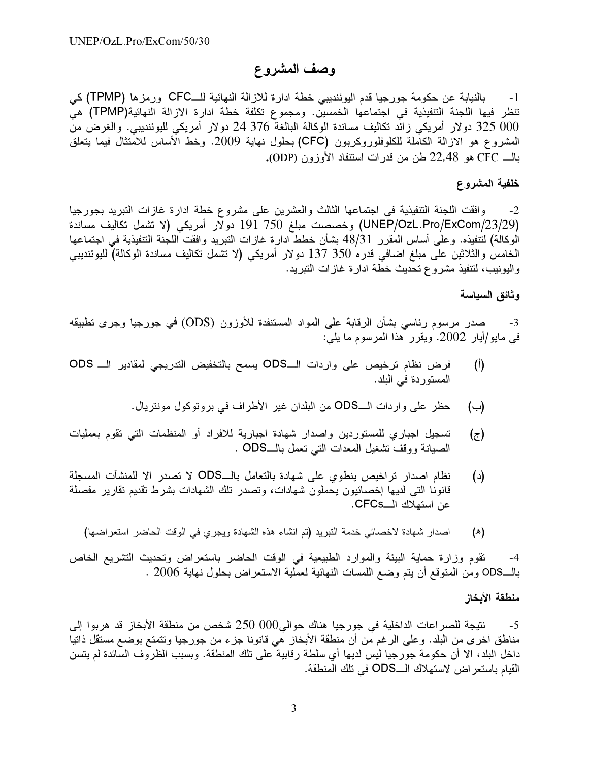# وصف المشروع

1- بالنيابة عن حكومة جورجيا قدم اليوئنديبي خطة ادارة للازالة النهائية للــCFC ورمزها (TPMP) كي تنظر فيها اللجنة التنفيذية في اجتماعها الخمسين. ومجموع تكلفة خطة ادارة الازالة النهائية(TPMP) هي 000 325 دولار أمريكي زائد تكاليف مساندة الوكالة البالغة 376 24 دولار أمريكي لليوئنديبي. والغرض من المشروع هو الازالة الكاملة للكلوفلوروكربون (CFC) بحلول نهاية 2009. وخط الأساس للامتثال فيما يتعلق بالــ CFC هو 22,48 طن من قدرات استنفاد الأوزون (ODP).

## خلفية المشروع

2- وافقت اللجنة التنفيذية في اجتماعها الثالث والعشرين على مشروع خطة ادارة غازات التبريد بجورجيا (UNEP/OzL.Pro/ExCom/23/29) وخصصت مبلغ 750 191 دولار أمريكي (لا تشمل تكاليف مساندة الوكالة) لتنفيذه. وعلى أساس المقرر 48/31 بشأن خطط ادارة غازات التبريد وافقت اللجنة التنفيذية في اجتماعها الخامس والثلاثين على مبلغ اضافي قدره 350 137 دولار أمريكي (لا تشمل تكاليف مساندة الوكالة) لليوئنديبي واليونيب، لتنفيذ مشروع تحديث خطة ادارة غازات التبريد.

## وثائق السياسة

3- صدر مرسوم رئاسي بشأن الرقابة على المواد المستنفدة للأوزون (ODS) في جورجيا وجرى تطبيقه في مايو/أيار 2002. ويقرر هذا المرسوم ما يلي:

(أ) فرض نظام ترخيص على واردات الــODS يسمح بالتخفيض التدريجي لمقادير الــ ODS المستوردة في البلد.

(ب) حظر على واردات الــODS من البلدان غير الأطراف في بروتوكول مونتريال.

(ج) تسجيل اجباري للمستوردين واصدار شهادة اجبارية للافراد أو المنظمات التي تقوم بعمليات الصيانة ووقف تشغيل المعدات التي تعمل بالــODS .

(د) نظام اصدار تراخيص ينطوي على شهادة بالتعامل بالــODS لا تصدر الا للمنشآت المسجلة قانونا التي لديها إخصائيون يحملون شهادات، وتصدر تلك الشهادات بشرط تقديم تقارير مفصلة عن استهلاك الــCFCs.

(هـ) اصدار شهادة لاخصائي خدمة التبريد (تم انشاء هذه الشهادة ويجري في الوقت الحاضر استعراضها)

4- تقوم وزارة حماية البيئة والموارد الطبيعية في الوقت الحاضر باستعراض وتحديث التشريع الخاص بالــODS ومن المتوقع أن يتم وضع اللمسات النهائية لعملية الاستعراض بحلول نهاية 2006 .

## منطقة الأبخاز

5- نتيجة للصراعات الداخلية في جورجيا هناك حوالي000 250 شخص من منطقة الأبخاز قد هربوا إلى مناطق أخرى من البلد. وعلى الرغم من أن منطقة الأبخاز هي قانونا جزء من جورجيا وتتمتع بوضع مستقل ذاتيا داخل البلد، الا أن حكومة جورجيا ليس لديها أي سلطة رقابية على تلك المنطقة. وبسبب الظروف السائدة لم يتسن القيام باستعراض لاستهلاك الــODS في تلك المنطقة.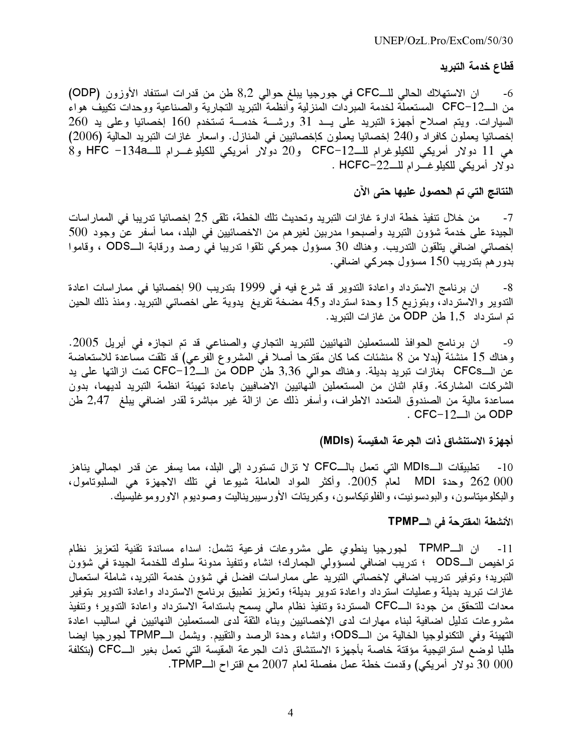### قطاع خدمة التبريد

6- ان الاستهلاك الحالي للــCFC في جورجيا يبلغ حوالي 8,2 طن من قدرات استنفاد الأوزون (ODP) من الــCFC-12 المستعملة لخدمة المبردات المنزلية وأنظمة التبريد التجارية والصناعية ووحدات تكييف هواء السيارات. ويتم اصلاح أجهزة التبريد على يد 31 ورشة خدمة تستخدم 160 إخصائيا وعلى يد 260 إخصائيا يعملون كافراد و240 إخصائيا يعملون كإخصائيين في المنازل. واسعار غازات التبريد الحالية (2006) هي 11 دولار أمريكي للكيلوغرام للــCFC-12 و20 دولار أمريكي للكيلوغرام للــHFC -134a و8 دولار أمريكي للكيلوغرام للــHCFC-22 .

### النتائج التي تم الحصول عليها حتى الآن

7- من خلال تنفيذ خطة ادارة غازات التبريد وتحديث تلك الخطة، تلقى 25 إخصائيا تدريبا في الممارسات الجيدة على خدمة شؤون التبريد وأصبحوا مدربين لغيرهم من الاخصائيين في البلد، مما أسفر عن وجود 500 إخصائي اضافي يتلقون التدريب. وهناك 30 مسؤول جمركي تلقوا تدريبا في رصد ورقابة الــODS ، وقاموا بدورهم بتدريب 150 مسؤول جمركي اضافي.

8- ان برنامج الاسترداد واعادة التدوير قد شرع فيه في 1999 بتدريب 90 إخصائيا في ممارسات اعادة التدوير والاسترداد، وبتوزيع 15 وحدة استرداد و45 مضخة تفريغ يدوية على اخصائي التبريد. ومنذ ذلك الحين تم استرداد 1,5 طن ODP من غازات التبريد.

9- ان برنامج الحوافذ للمستعملين النهائيين للتبريد التجاري والصناعي قد تم انجازه في أبريل 2005. وهناك 15 منشئة (بدلا من 8 منشئات كما كان مقترحا أصلا في المشروع الفرعي) قد تلقت مساعدة للاستعاضة عن الــCFCs بغازات تبريد بديلة. وهناك حوالي 3,36 طن ODP من الــCFC-12 تمت ازالتها على يد الشركات المشاركة. وقام اثنان من المستعملين النهائيين الاضافيين باعادة تهيئة انظمة التبريد لديهما، بدون مساعدة مالية من الصندوق المتعدد الاطراف، وأسفر ذلك عن ازالة غير مباشرة لقدر اضافي يبلغ 2,47 طن ODP من الــCFC-12 .

### أجهزة الاستنشاق ذات الجرعة المقيسة (MDIs)

10- تطبيقات الــMDIs التي تعمل بالــCFC لا تزال تستورد إلى البلد، مما يسفر عن قدر اجمالي يناهز 262 000 وحدة MDI لعام 2005. وأكثر المواد العاملة شيوعا في تلك الاجهزة هي السلبوتامول، والبكلوميتاسون، والبودسونيت، والفلوتيكاسون، وكبريتات الأورسيبرينااليت وصوديوم الاوروموغليسيك.

### الأنشطة المقترحة في الــTPMP

11- ان الــTPMP لجورجيا ينطوي على مشروعات فرعية تشمل: اسداء مساندة تقنية لتعزيز نظام تراخيص الــODS ؛ تدريب اضافي لمسؤولي الجمارك؛ انشاء وتنفيذ مدونة سلوك للخدمة الجيدة في شؤون التبريد؛ وتوفير تدريب اضافي لإخصائي التبريد على ممارسات افضل في شؤون خدمة التبريد، شاملة استعمال غازات تبريد بديلة وعمليات استرداد واعادة تدوير بديلة؛ وتعزيز تطبيق برنامج الاسترداد واعادة التدوير بتوفير معدات للتحقق من جودة الــCFC المستردة وتنفيذ نظام مالي يسمح باستدامة الاسترداد واعادة التدوير؛ وتنفيذ مشروعات تدليل اضافية لبناء مهارات لدى الإخصائيين وبناء الثقة لدى المستعملين النهائيين في اساليب اعادة التهيئة وفي التكنولوجيا الخالية من الــODS؛ وانشاء وحدة الرصد والتقييم. ويشمل الــTPMP لجورجيا ايضا طلبا لوضع استراتيجية مؤقتة خاصة بأجهزة الاستنشاق ذات الجرعة المقيسة التي تعمل بغير الــCFC (بتكلفة 30 000 دولار أمريكي) وقدمت خطة عمل مفصلة لعام 2007 مع اقتراح الــTPMP.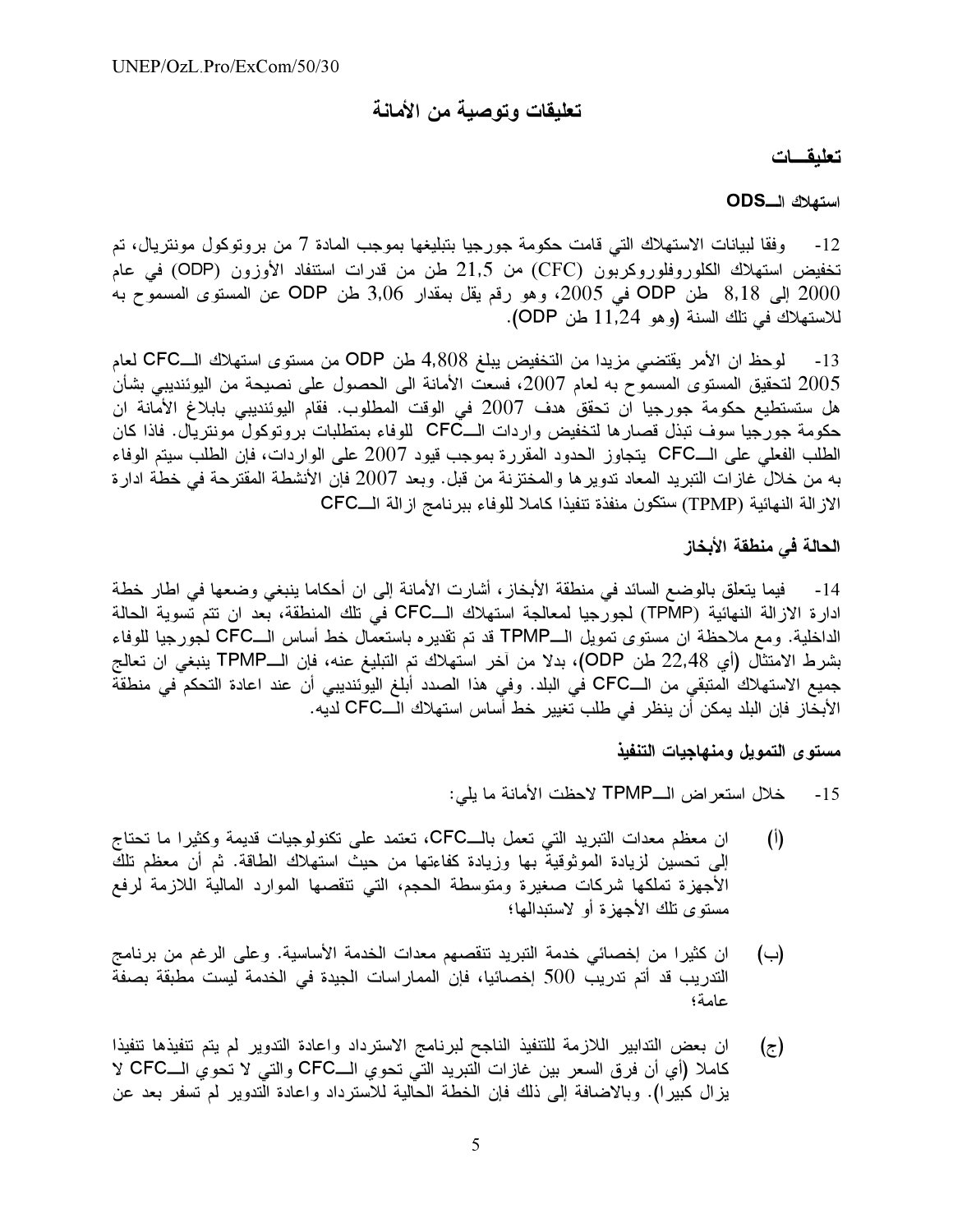## تعليقات وتوصية من الأمانة

### تعليقـــات

#### استهلاك الـــODS

12- وفقا لبيانات الاستهلاك التي قامت حكومة جورجيا بتبليغها بموجب المادة 7 من بروتوكول مونتريال، تم تخفيض استهلاك الكلوروفلوروكربون (CFC) من 21,5 طن من قدرات استنفاد الأوزون (ODP) في عام 2000 إلى 8,18 طن ODP في 2005، وهو رقم يقل بمقدار 3,06 طن ODP عن المستوى المسموح به للاستهلاك في تلك السنة (وهو 11,24 طن ODP).

13- لوحظ ان الأمر يقتضي مزيدا من التخفيض يبلغ 4,808 طن ODP من مستوى استهلاك الـــCFC لعام 2005 لتحقيق المستوى المسموح به لعام 2007، فسعت الأمانة الى الحصول على نصيحة من اليوئنديبي بشأن هل ستستطيع حكومة جورجيا ان تحقق هدف 2007 في الوقت المطلوب. فقام اليوئنديبي بابلاغ الأمانة ان حكومة جورجيا سوف تبذل قصارها لتخفيض واردات الـــCFC للوفاء بمتطلبات بروتوكول مونتريال. فاذا كان الطلب الفعلي على الـــCFC يتجاوز الحدود المقررة بموجب قيود 2007 على الواردات، فإن الطلب سيتم الوفاء به من خلال غازات التبريد المعاد تدويرها والمختزنة من قبل. وبعد 2007 فإن الأنشطة المقترحة في خطة ادارة الازالة النهائية (TPMP) ستكون منفذة تنفيذا كاملا للوفاء ببرنامج ازالة الـــCFC

#### الحالة في منطقة الأبخاز

14- فيما يتعلق بالوضع السائد في منطقة الأبخاز، أشارت الأمانة إلى ان أحكاما ينبغي وضعها في اطار خطة ادارة الازالة النهائية (TPMP) لجورجيا لمعالجة استهلاك الـــCFC في تلك المنطقة، بعد ان تتم تسوية الحالة الداخلية. ومع ملاحظة ان مستوى تمويل الـــTPMP قد تم تقديره باستعمال خط أساس الـــCFC لجورجيا للوفاء بشرط الامتثال (أي 22,48 طن ODP)، بدلا من آخر استهلاك تم التبليغ عنه، فإن الـــTPMP ينبغي ان تعالج جميع الاستهلاك المتبقي من الـــCFC في البلد. وفي هذا الصدد أبلغ اليوئنديبي أن عند اعادة التحكم في منطقة الأبخاز فإن البلد يمكن أن ينظر في طلب تغيير خط أساس استهلاك الـــCFC لديه.

#### مستوى التمويل ومنهاجيات التنفيذ

15- خلال استعراض الـــTPMP لاحظت الأمانة ما يلي:

(أ) ان معظم معدات التبريد التي تعمل بالـــCFC، تعتمد على تكنولوجيات قديمة وكثيرا ما تحتاج إلى تحسين لزيادة الموثوقية بها وزيادة كفاءتها من حيث استهلاك الطاقة. ثم أن معظم تلك الأجهزة تملكها شركات صغيرة ومتوسطة الحجم، التي تنقصها الموارد المالية اللازمة لرفع مستوى تلك الأجهزة أو لاستبدالها؛

(ب) ان كثيرا من إخصائي خدمة التبريد تنقصهم معدات الخدمة الأساسية. وعلى الرغم من برنامج التدريب قد أتم تدريب 500 إخصائيا، فإن الممارسات الجيدة في الخدمة ليست مطبقة بصفة عامة؛

(ج) ان بعض التدابير اللازمة للتنفيذ الناجح لبرنامج الاسترداد واعادة التدوير لم يتم تنفيذها تنفيذا كاملا (أي أن فرق السعر بين غازات التبريد التي تحوي الـــCFC والتي لا تحوي الـــCFC لا يزال كبيرا). وبالاضافة إلى ذلك فإن الخطة الحالية للاسترداد واعادة التدوير لم تسفر بعد عن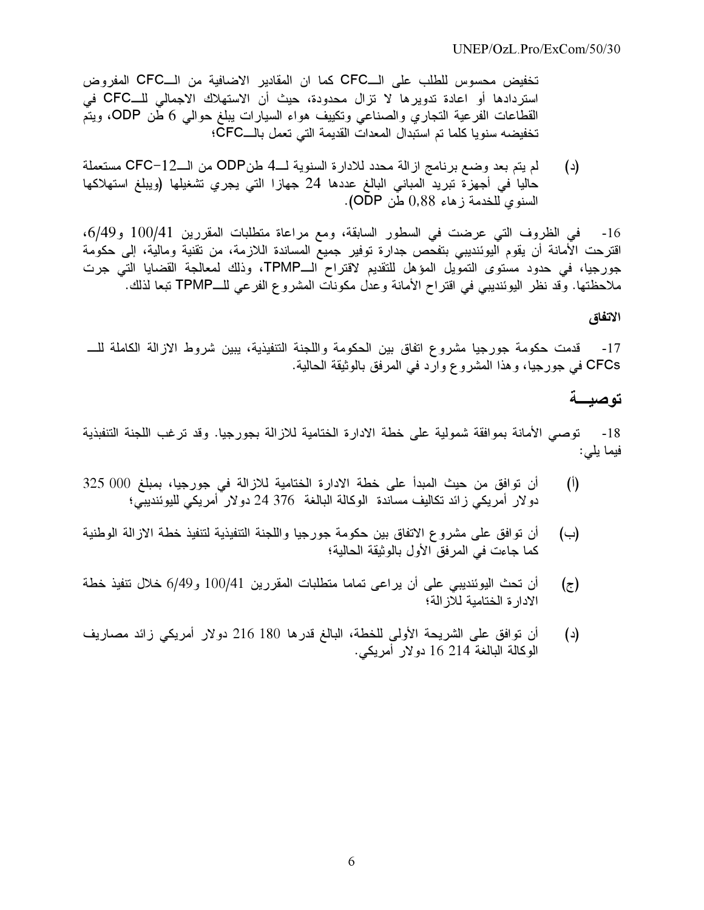تخفيض محسوس للطلب على الــCFC كما ان المقادير الاضافية من الــCFC المفروض استردادها أو اعادة تدويرها لا تزال محدودة، حيث أن الاستهلاك الاجمالي للــCFC في القطاعات الفرعية التجاري والصناعي وتكييف هواء السيارات يبلغ حوالي 6 طن ODP، ويتم تخفيضه سنويا كلما تم استبدال المعدات القديمة التي تعمل بالــCFC؛

(د) لم يتم بعد وضع برنامج ازالة محدد للادارة السنوية لــ4 طنODP من الــCFC-12 مستعملة حاليا في أجهزة تبريد المباني البالغ عددها 24 جهازا التي يجري تشغيلها (ويبلغ استهلاكها السنوي للخدمة زهاء 0,88 طن ODP).

16- في الظروف التي عرضت في السطور السابقة، ومع مراعاة متطلبات المقررين 100/41 و6/49، اقترحت الأمانة أن يقوم اليوئنديبي بتفحص جدارة توفير جميع المساندة اللازمة، من تقنية ومالية، إلى حكومة جورجيا، في حدود مستوى التمويل المؤهل للتقديم لاقتراح الــTPMP، وذلك لمعالجة القضايا التي جرت ملاحظتها. وقد نظر اليوئنديبي في اقتراح الأمانة وعدل مكونات المشروع الفرعي للــTPMP تبعا لذلك.

### الاتفاق

17- قدمت حكومة جورجيا مشروع اتفاق بين الحكومة واللجنة التنفيذية، يبين شروط الازالة الكاملة للــ CFCs في جورجيا، وهذا المشروع وارد في المرفق بالوثيقة الحالية.

## توصيـــة

18- توصي الأمانة بموافقة شمولية على خطة الادارة الختامية للازالة بجورجيا. وقد ترغب اللجنة التنفيذية فيما يلي:

(أ) أن توافق من حيث المبدأ على خطة الادارة الختامية للازالة في جورجيا، بمبلغ 000 325 دولار أمريكي زائد تكاليف مساندة الوكالة البالغة 376 24 دولار أمريكي لليوئنديبي؛

(ب) أن توافق على مشروع الاتفاق بين حكومة جورجيا واللجنة التنفيذية لتنفيذ خطة الازالة الوطنية كما جاءت في المرفق الأول بالوثيقة الحالية؛

(ج) أن تحث اليوئنديبي على أن يراعى تماما متطلبات المقررين 100/41 و6/49 خلال تنفيذ خطة الادارة الختامية للازالة؛

(د) أن توافق على الشريحة الأولى للخطة، البالغ قدرها 180 216 دولار أمريكي زائد مصاريف الوكالة البالغة 214 16 دولار أمريكي.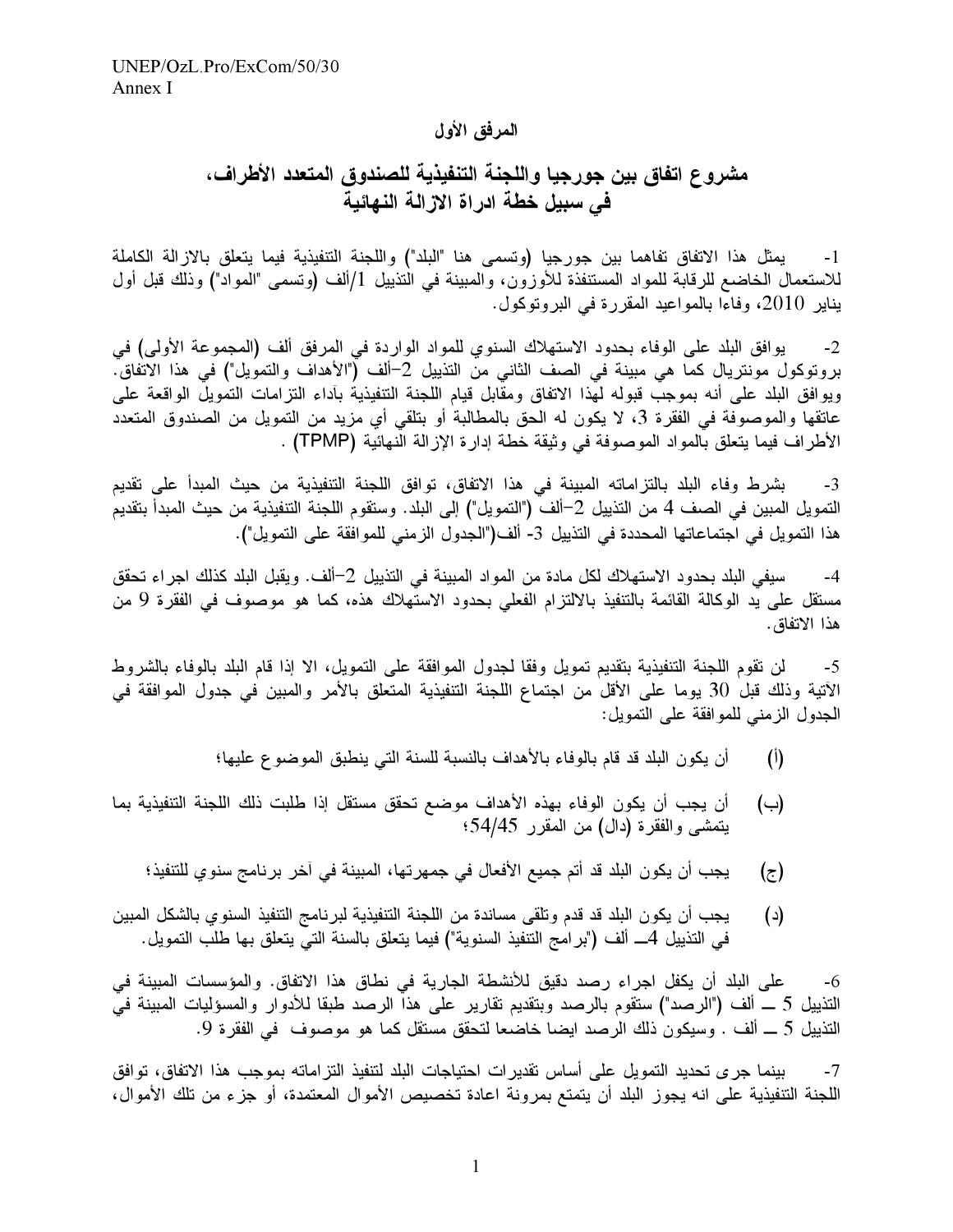المرفق الأول

## مشروع اتفاق بين جورجيا واللجنة التنفيذية للصندوق المتعدد الأطراف، في سبيل خطة ادراة الازالة النهائية

1- يمثل هذا الاتفاق تفاهما بين جورجيا (وتسمى هنا "البلد") واللجنة التنفيذية فيما يتعلق بالازالة الكاملة للاستعمال الخاضع للرقابة للمواد المستنفذة للأوزون، والمبينة في التذييل 1/ألف (وتسمى "المواد") وذلك قبل أول يناير 2010، وفاءا بالمواعيد المقررة في البروتوكول.

2- يوافق البلد على الوفاء بحدود الاستهلاك السنوي للمواد الواردة في المرفق ألف (المجموعة الأولى) في بروتوكول مونتريال كما هي مبينة في الصف الثاني من التذييل 2–ألف ("الأهداف والتمويل") في هذا الاتفاق. ويوافق البلد على أنه بموجب قبوله لهذا الاتفاق ومقابل قيام اللجنة التنفيذية بأداء التزامات التمويل الواقعة على عاتقها والموصوفة في الفقرة 3، لا يكون له الحق بالمطالبة أو بتلقي أي مزيد من التمويل من الصندوق المتعدد الأطراف فيما يتعلق بالمواد الموصوفة في وثيقة خطة إدارة الإزالة النهائية (TPMP) .

3- بشرط وفاء البلد بالتزاماته المبينة في هذا الاتفاق، توافق اللجنة التنفيذية من حيث المبدأ على تقديم التمويل المبين في الصف 4 من التذييل 2–ألف ("التمويل") إلى البلد. وستقوم اللجنة التنفيذية من حيث المبدأ بتقديم هذا التمويل في اجتماعاتها المحددة في التذييل 3- ألف("الجدول الزمني للموافقة على التمويل").

4- سيفي البلد بحدود الاستهلاك لكل مادة من المواد المبينة في التذييل 2–ألف. ويقبل البلد كذلك اجراء تحقق مستقل على يد الوكالة القائمة بالتنفيذ بالالتزام الفعلي بحدود الاستهلاك هذه، كما هو موصوف في الفقرة 9 من هذا الاتفاق.

5- لن تقوم اللجنة التنفيذية بتقديم تمويل وفقا لجدول الموافقة على التمويل، الا إذا قام البلد بالوفاء بالشروط الآتية وذلك قبل 30 يوما على الأقل من اجتماع اللجنة التنفيذية المتعلق بالأمر والمبين في جدول الموافقة في الجدول الزمني للموافقة على التمويل:

(أ) أن يكون البلد قد قام بالوفاء بالأهداف بالنسبة للسنة التي ينطبق الموضوع عليها؛

(ب) أن يجب أن يكون الوفاء بهذه الأهداف موضع تحقق مستقل إذا طلبت ذلك اللجنة التنفيذية بما يتمشى والفقرة (دال) من المقرر 54/45؛

(ج) يجب أن يكون البلد قد أتم جميع الأفعال في جمهرتها، المبينة في آخر برنامج سنوي للتنفيذ؛

(د) يجب أن يكون البلد قد قدم وتلقى مساندة من اللجنة التنفيذية لبرنامج التنفيذ السنوي بالشكل المبين في التذييل 4ـــ ألف ("برامج التنفيذ السنوية") فيما يتعلق بالسنة التي يتعلق بها طلب التمويل.

6- على البلد أن يكفل اجراء رصد دقيق للأنشطة الجارية في نطاق هذا الاتفاق. والمؤسسات المبينة في التذييل 5 ـــ ألف ("الرصد") ستقوم بالرصد وبتقديم تقارير على هذا الرصد طبقا للأدوار والمسؤليات المبينة في التذييل 5 ـــ ألف . وسيكون ذلك الرصد ايضا خاضعا لتحقق مستقل كما هو موصوف في الفقرة 9.

7- بينما جرى تحديد التمويل على أساس تقديرات احتياجات البلد لتنفيذ التزاماته بموجب هذا الاتفاق، توافق اللجنة التنفيذية على انه يجوز البلد أن يتمتع بمرونة اعادة تخصيص الأموال المعتمدة، أو جزء من تلك الأموال،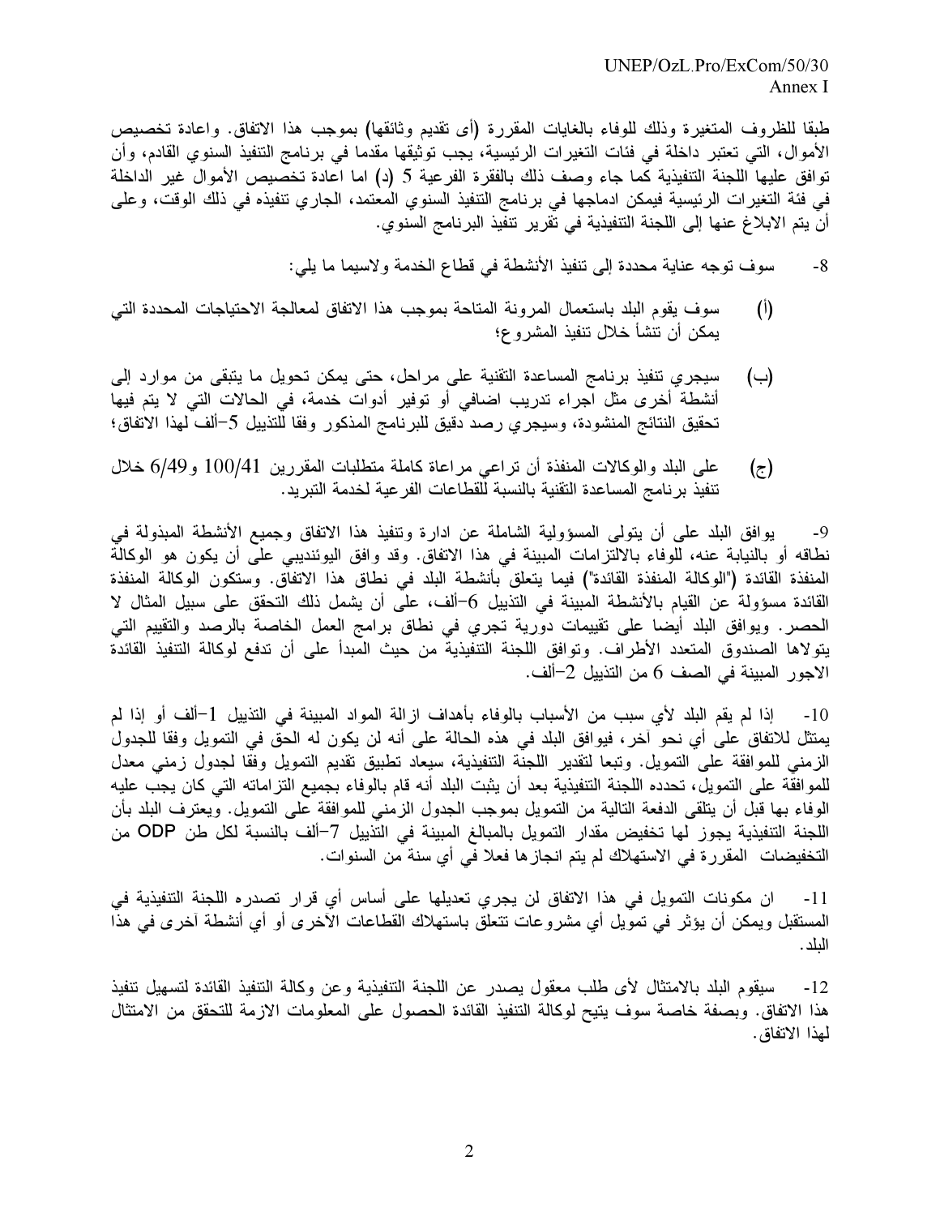طبقا للظروف المتغيرة وذلك للوفاء بالغايات المقررة (أى تقديم وثائقها) بموجب هذا الاتفاق. واعادة تخصيص الأموال، التي تعتبر داخلة في فئات التغيرات الرئيسية، يجب توثيقها مقدما في برنامج التنفيذ السنوي القادم، وأن توافق عليها اللجنة التنفيذية كما جاء وصف ذلك بالفقرة الفرعية 5 (د) اما اعادة تخصيص الأموال غير الداخلة في فئة التغيرات الرئيسية فيمكن ادماجها في برنامج التنفيذ السنوي المعتمد، الجاري تنفيذه في ذلك الوقت، وعلى أن يتم الابلاغ عنها إلى اللجنة التنفيذية في تقرير تنفيذ البرنامج السنوي.

-8 سوف توجه عناية محددة إلى تنفيذ الأنشطة في قطاع الخدمة ولاسيما ما يلي:

(أ) سوف يقوم البلد باستعمال المرونة المتاحة بموجب هذا الاتفاق لمعالجة الاحتياجات المحددة التي يمكن أن تنشأ خلال تنفيذ المشروع؛

(ب) سيجري تنفيذ برنامج المساعدة التقنية على مراحل، حتى يمكن تحويل ما يتبقى من موارد إلى أنشطة أخرى مثل اجراء تدريب اضافي أو توفير أدوات خدمة، في الحالات التي لا يتم فيها تحقيق النتائج المنشودة، وسيجري رصد دقيق للبرنامج المذكور وفقا للتذييل 5-ألف لهذا الاتفاق؛

(ج) على البلد والوكالات المنفذة أن تراعي مراعاة كاملة متطلبات المقررين 100/41 و6/49 خلال تنفيذ برنامج المساعدة التقنية بالنسبة للقطاعات الفرعية لخدمة التبريد.

-9 يوافق البلد على أن يتولى المسؤولية الشاملة عن ادارة وتنفيذ هذا الاتفاق وجميع الأنشطة المبذولة في نطاقه أو بالنيابة عنه، للوفاء بالالتزامات المبينة في هذا الاتفاق. وقد وافق اليوئنديبي على أن يكون هو الوكالة المنفذة القائدة ("الوكالة المنفذة القائدة") فيما يتعلق بأنشطة البلد في نطاق هذا الاتفاق. وستكون الوكالة المنفذة القائدة مسؤولة عن القيام بالأنشطة المبينة في التذييل 6-ألف، على أن يشمل ذلك التحقق على سبيل المثال لا الحصر. ويوافق البلد أيضا على تقييمات دورية تجري في نطاق برامج العمل الخاصة بالرصد والتقييم التي يتولاها الصندوق المتعدد الأطراف. وتوافق اللجنة التنفيذية من حيث المبدأ على أن تدفع لوكالة التنفيذ القائدة الاجور المبينة في الصف 6 من التذييل 2-ألف.

-10 إذا لم يقم البلد لأي سبب من الأسباب بالوفاء بأهداف ازالة المواد المبينة في التذييل 1-ألف أو إذا لم يمتثل للاتفاق على أي نحو آخر، فيوافق البلد في هذه الحالة على أنه لن يكون له الحق في التمويل وفقا للجدول الزمني للموافقة على التمويل. وتبعا لتقدير اللجنة التنفيذية، سيعاد تطبيق تقديم التمويل وفقا لجدول زمني معدل للموافقة على التمويل، تحدده اللجنة التنفيذية بعد أن يثبت البلد أنه قام بالوفاء بجميع التزاماته التي كان يجب عليه الوفاء بها قبل أن يتلقى الدفعة التالية من التمويل بموجب الجدول الزمني للموافقة على التمويل. ويعترف البلد بأن اللجنة التنفيذية يجوز لها تخفيض مقدار التمويل بالمبالغ المبينة في التذييل 7-ألف بالنسبة لكل طن ODP من التخفيضات المقررة في الاستهلاك لم يتم انجازها فعلا في أي سنة من السنوات.

-11 ان مكونات التمويل في هذا الاتفاق لن يجري تعديلها على أساس أي قرار تصدره اللجنة التنفيذية في المستقبل ويمكن أن يؤثر في تمويل أي مشروعات تتعلق باستهلاك القطاعات الأخرى أو أي أنشطة آخرى في هذا البلد.

-12 سيقوم البلد بالامتثال لأى طلب معقول يصدر عن اللجنة التنفيذية وعن وكالة التنفيذ القائدة لتسهيل تنفيذ هذا الاتفاق. وبصفة خاصة سوف يتيح لوكالة التنفيذ القائدة الحصول على المعلومات الازمة للتحقق من الامتثال لهذا الاتفاق.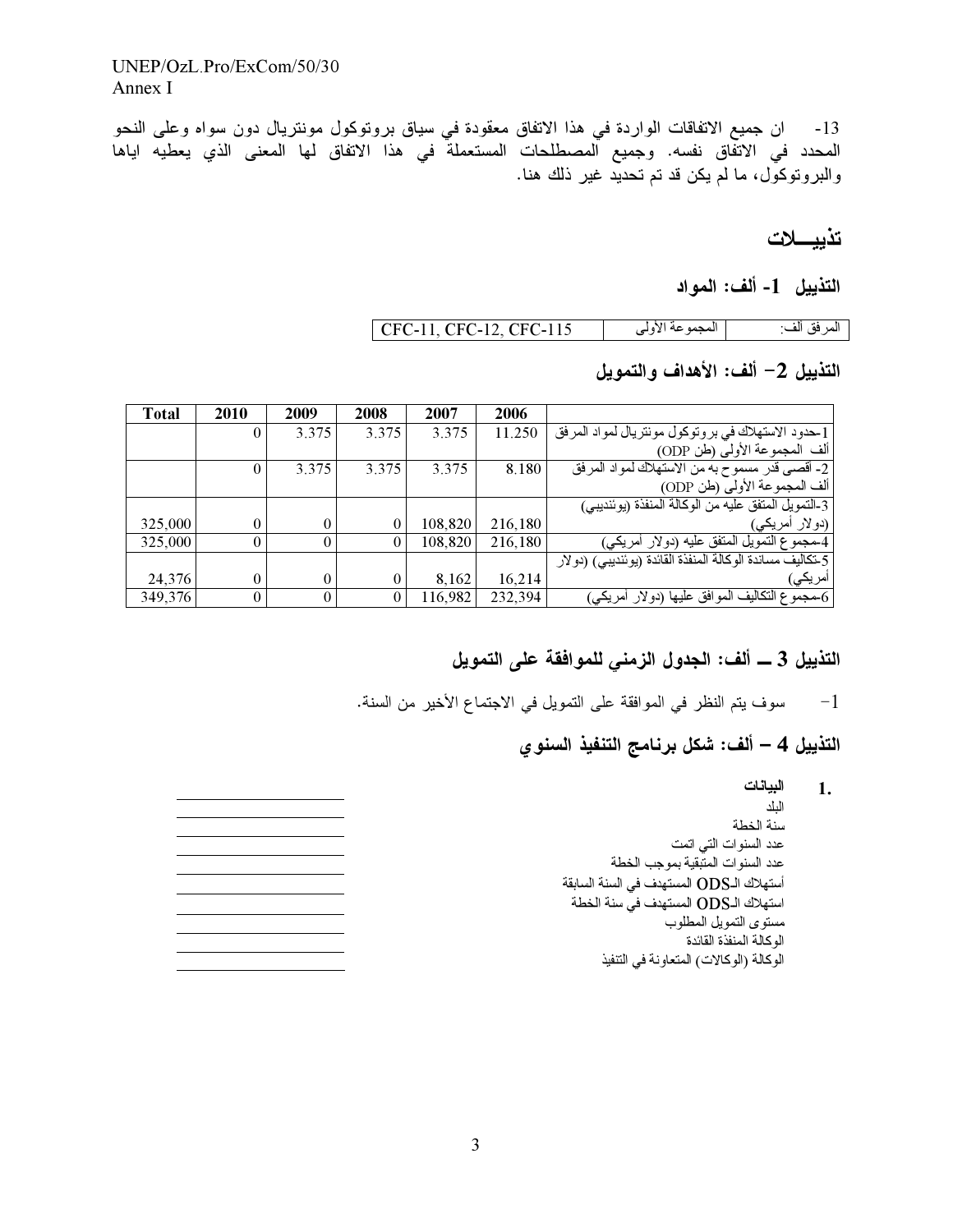13- ان جميع الاتفاقات الواردة في هذا الاتفاق معقودة في سياق بروتوكول مونتريال دون سواه وعلى النحو المحدد في الاتفاق نفسه. وجميع المصطلحات المستعملة في هذا الاتفاق لها المعنى الذي يعطيه اياها والبروتوكول، ما لم يكن قد تم تحديد غير ذلك هنا.

# تذييـــلات

## التذييل 1- ألف: المواد

| المرفق ألف: | المجموعة الأولى | CFC-11, CFC-12, CFC-115 |
|---|---|---|

## التذييل 2– ألف: الأهداف والتمويل

| | 2006 | 2007 | 2008 | 2009 | 2010 | Total |
|---|---|---|---|---|---|---|
| 1-حدود الاستهلاك في بروتوكول مونتريال لمواد المرفق ألف المجموعة الأولى (طن ODP) | 11.250 | 3.375 | 3.375 | 3.375 | 0 | |
| 2- أقصى قدر مسموح به من الاستهلاك لمواد المرفق ألف المجموعة الأولى (طن ODP) | 8.180 | 3.375 | 3.375 | 3.375 | 0 | |
| 3-التمويل المتفق عليه من الوكالة المنفذة (يوئنديبي) (دولار أمريكي) | 216,180 | 108,820 | 0 | 0 | 0 | 325,000 |
| 4-مجموع التمويل المتفق عليه (دولار أمريكي) | 216,180 | 108,820 | 0 | 0 | 0 | 325,000 |
| 5-تكاليف مساندة الوكالة المنفذة القائدة (يوئنديبي) (دولار أمريكي) | 16,214 | 8,162 | 0 | 0 | 0 | 24,376 |
| 6-مجموع التكاليف الموافق عليها (دولار أمريكي) | 232,394 | 116,982 | 0 | 0 | 0 | 349,376 |

## التذييل 3 ــ ألف: الجدول الزمني للموافقة على التمويل

1- سوف يتم النظر في الموافقة على التمويل في الاجتماع الأخير من السنة.

## التذييل 4 – ألف: شكل برنامج التنفيذ السنوي

1. **البيانات**

| | |
|---|---|
| البلد | ______ |
| سنة الخطة | ______ |
| عدد السنوات التي اتمت | ______ |
| عدد السنوات المتبقية بموجب الخطة | ______ |
| أستهلاك الـODS المستهدف في السنة السابقة | ______ |
| استهلاك الـODS المستهدف في سنة الخطة | ______ |
| مستوى التمويل المطلوب | ______ |
| الوكالة المنفذة القائدة | ______ |
| الوكالة (الوكالات) المتعاونة في التنفيذ | ______ |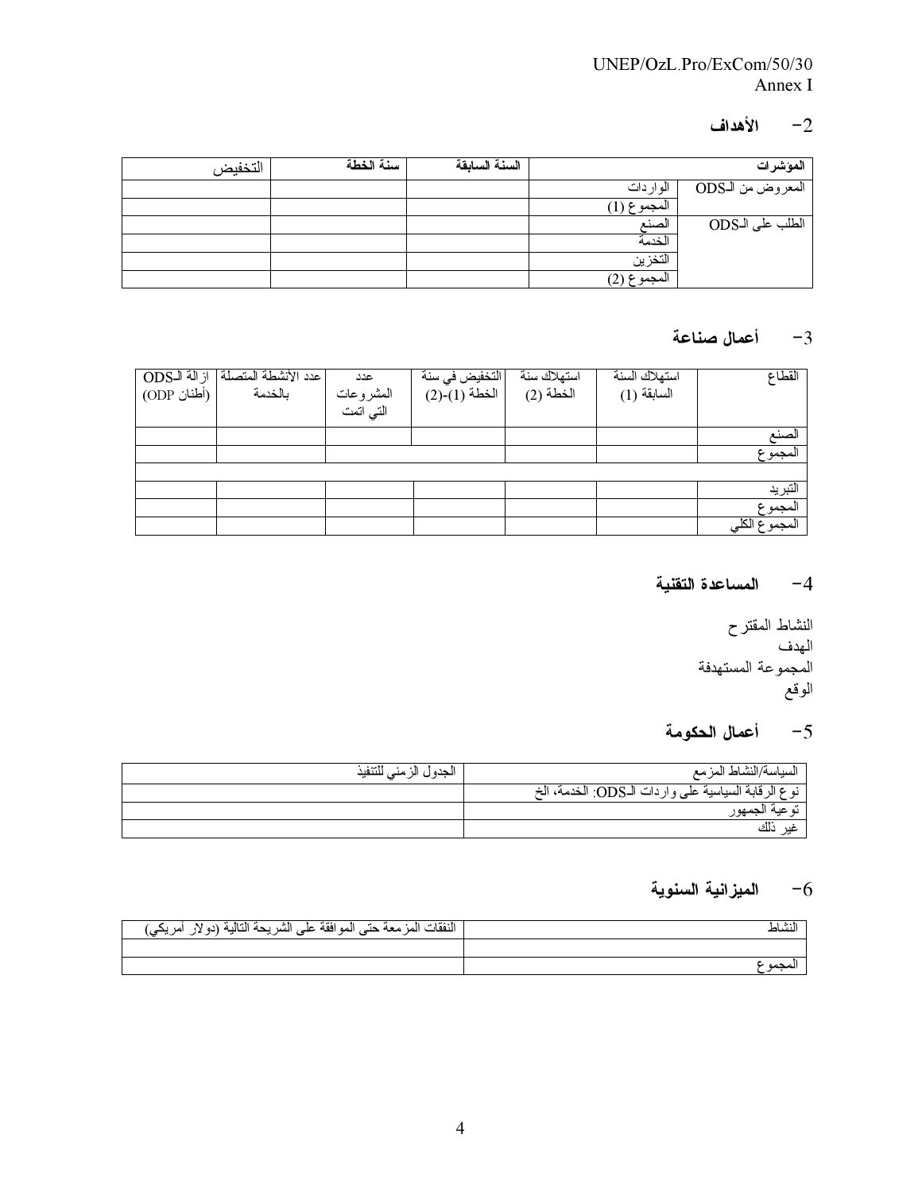## 2- الأهداف

| المؤشرات | | السنة السابقة | سنة الخطة | التخفيض |
|---|---|---|---|---|
| المعروض من الـODS | الواردات | | | |
| | المجموع (1) | | | |
| الطلب على الـODS | الصنع | | | |
| | الخدمة | | | |
| | التخزين | | | |
| | المجموع (2) | | | |

## 3- أعمال صناعة

| القطاع | استهلاك السنة السابقة (1) | استهلاك سنة الخطة (2) | التخفيض في سنة الخطة (1)-(2) | عدد المشروعات التي اتمت | عدد الأنشطة المتصلة بالخدمة | ازالة الـODS (أطنان ODP) |
|---|---|---|---|---|---|---|
| الصنع | | | | | | |
| المجموع | | | | | | |
| | | | | | | |
| التبريد | | | | | | |
| المجموع | | | | | | |
| المجموع الكلي | | | | | | |

## 4- المساعدة التقنية

النشاط المقترح
الهدف
المجموعة المستهدفة
الوقع

## 5- أعمال الحكومة

| السياسة/النشاط المزمع | الجدول الزمني للتنفيذ |
|---|---|
| نوع الرقابة السياسية على واردات الـODS: الخدمة، الخ | |
| توعية الجمهور | |
| غير ذلك | |

## 6- الميزانية السنوية

| النشاط | النفقات المزمعة حتى الموافقة على الشريحة التالية (دولار أمريكي) |
|---|---|
| | |
| المجموع | |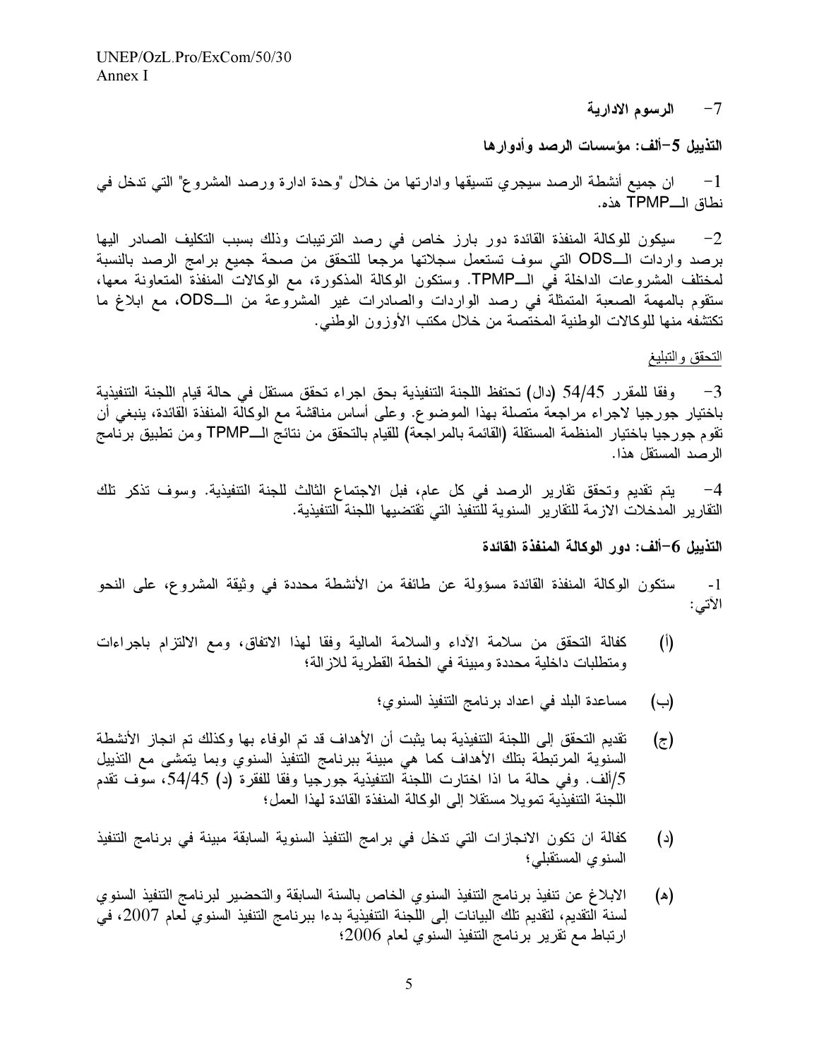7- الرسوم الادارية

**التذييل 5-ألف: مؤسسات الرصد وأدوارها**

1- ان جميع أنشطة الرصد سيجري تنسيقها وادارتها من خلال "وحدة ادارة ورصد المشروع" التي تدخل في نطاق الــTPMP هذه.

2- سيكون للوكالة المنفذة القائدة دور بارز خاص في رصد الترتيبات وذلك بسبب التكليف الصادر اليها برصد واردات الــODS التي سوف تستعمل سجلاتها مرجعا للتحقق من صحة جميع برامج الرصد بالنسبة لمختلف المشروعات الداخلة في الــTPMP. وستكون الوكالة المذكورة، مع الوكالات المنفذة المتعاونة معها، ستقوم بالمهمة الصعبة المتمثلة في رصد الواردات والصادرات غير المشروعة من الــODS، مع ابلاغ ما تكتشفه منها للوكالات الوطنية المختصة من خلال مكتب الأوزون الوطني.

التحقق والتبليغ

3- وفقا للمقرر 54/45 (دال) تحتفظ اللجنة التنفيذية بحق اجراء تحقق مستقل في حالة قيام اللجنة التنفيذية باختيار جورجيا لاجراء مراجعة متصلة بهذا الموضوع. وعلى أساس مناقشة مع الوكالة المنفذة القائدة، ينبغي أن تقوم جورجيا باختيار المنظمة المستقلة (القائمة بالمراجعة) للقيام بالتحقق من نتائج الــTPMP ومن تطبيق برنامج الرصد المستقل هذا.

4- يتم تقديم وتحقق تقارير الرصد في كل عام، قبل الاجتماع الثالث للجنة التنفيذية. وسوف تذكر تلك التقارير المدخلات الازمة للتقارير السنوية للتنفيذ التي تقتضيها اللجنة التنفيذية.

**التذييل 6-ألف: دور الوكالة المنفذة القائدة**

1- ستكون الوكالة المنفذة القائدة مسؤولة عن طائفة من الأنشطة محددة في وثيقة المشروع، على النحو الآتي:

(أ) كفالة التحقق من سلامة الآداء والسلامة المالية وفقا لهذا الاتفاق، ومع الالتزام باجراءات ومتطلبات داخلية محددة ومبينة في الخطة القطرية للازالة؛

(ب) مساعدة البلد في اعداد برنامج التنفيذ السنوي؛

(ج) تقديم التحقق إلى اللجنة التنفيذية بما يثبت أن الأهداف قد تم الوفاء بها وكذلك تم انجاز الأنشطة السنوية المرتبطة بتلك الأهداف كما هي مبينة ببرنامج التنفيذ السنوي وبما يتمشى مع التذييل 5/ألف. وفي حالة ما اذا اختارت اللجنة التنفيذية جورجيا وفقا للفقرة (د) 54/45، سوف تقدم اللجنة التنفيذية تمويلا مستقلا إلى الوكالة المنفذة القائدة لهذا العمل؛

(د) كفالة ان تكون الانجازات التي تدخل في برامج التنفيذ السنوية السابقة مبينة في برنامج التنفيذ السنوي المستقبلي؛

(هـ) الابلاغ عن تنفيذ برنامج التنفيذ السنوي الخاص بالسنة السابقة والتحضير لبرنامج التنفيذ السنوي لسنة التقديم، لتقديم تلك البيانات إلى اللجنة التنفيذية بدءا ببرنامج التنفيذ السنوي لعام 2007، في ارتباط مع تقرير برنامج التنفيذ السنوي لعام 2006؛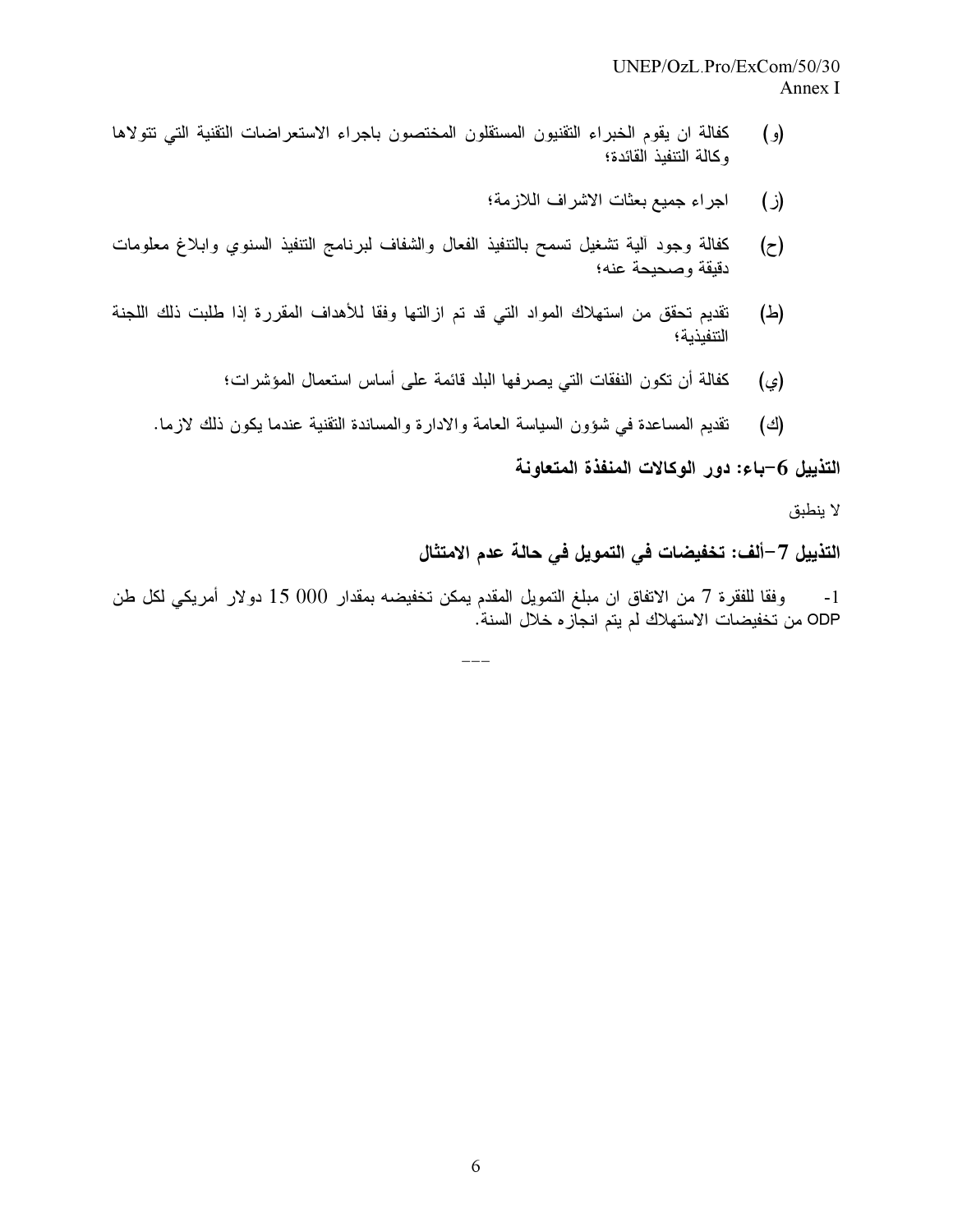(و) كفالة ان يقوم الخبراء التقنيون المستقلون المختصون باجراء الاستعراضات التقنية التي تتولاها وكالة التنفيذ القائدة؛

(ز) اجراء جميع بعثات الاشراف اللازمة؛

(ح) كفالة وجود آلية تشغيل تسمح بالتنفيذ الفعال والشفاف لبرنامج التنفيذ السنوي وابلاغ معلومات دقيقة وصحيحة عنه؛

(ط) تقديم تحقق من استهلاك المواد التي قد تم ازالتها وفقا للأهداف المقررة إذا طلبت ذلك اللجنة التنفيذية؛

(ي) كفالة أن تكون النفقات التي يصرفها البلد قائمة على أساس استعمال المؤشرات؛

(ك) تقديم المساعدة في شؤون السياسة العامة والادارة والمساندة التقنية عندما يكون ذلك لازما.

## التذييل 6–باء: دور الوكالات المنفذة المتعاونة

لا ينطبق

## التذييل 7–ألف: تخفيضات في التمويل في حالة عدم الامتثال

1- وفقا للفقرة 7 من الاتفاق ان مبلغ التمويل المقدم يمكن تخفيضه بمقدار 000 15 دولار أمريكي لكل طن ODP من تخفيضات الاستهلاك لم يتم انجازه خلال السنة.

---